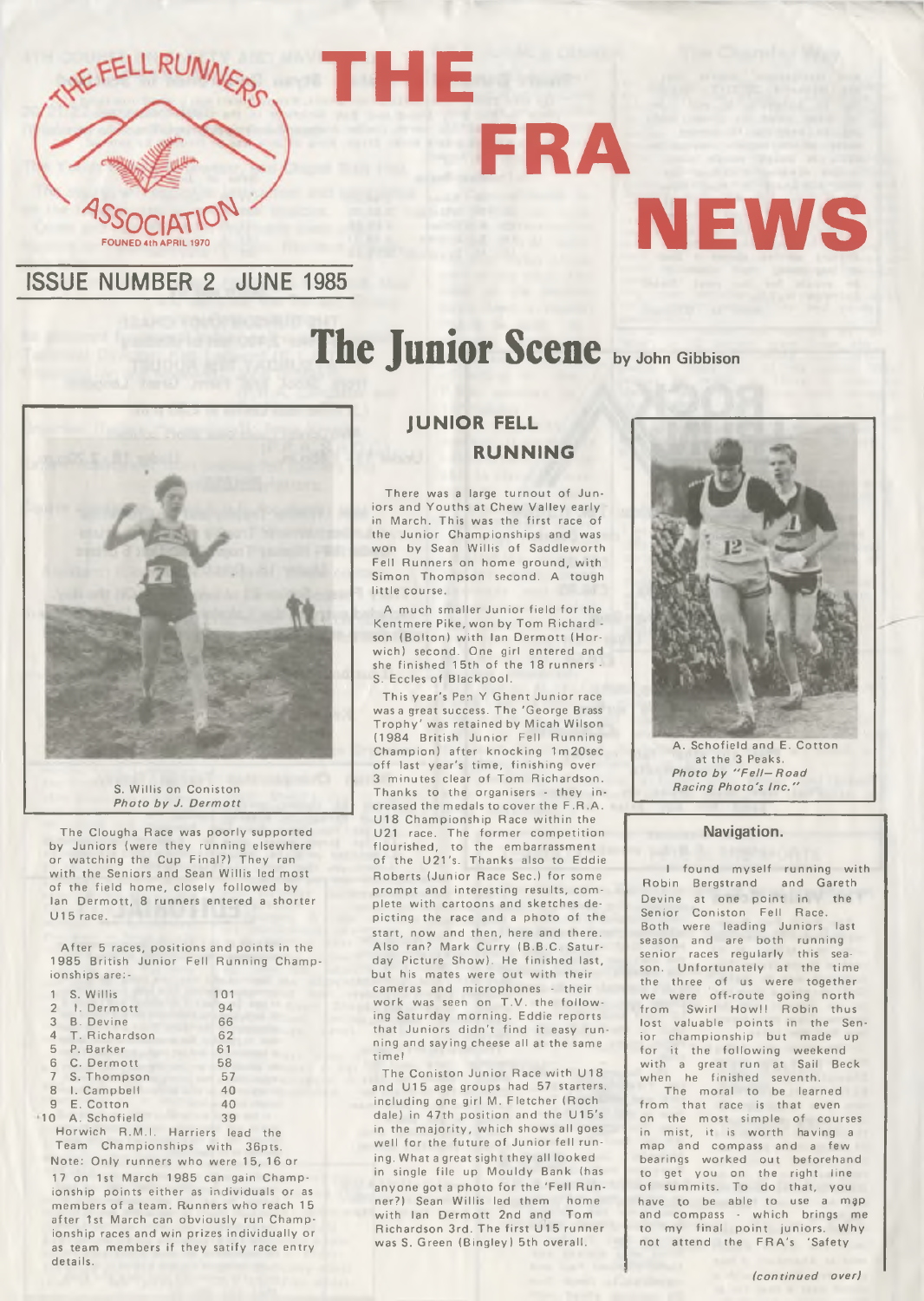THE FELL RUNNERS ASSOCIATION
FOUNED 4th APRIL 1970

# THE FRA NEWS

ISSUE NUMBER 2 JUNE 1985

# The Junior Scene by John Gibbison

S. Willis on Coniston
*Photo by J. Dermott*

The Clougha Race was poorly supported by Juniors (were they running elsewhere or watching the Cup Final?) They ran with the Seniors and Sean Willis led most of the field home, closely followed by Ian Dermott, 8 runners entered a shorter U15 race.

After 5 races, positions and points in the 1985 British Junior Fell Running Championships are:-

| | | |
|---|---|---|
| 1 | S. Willis | 101 |
| 2 | I. Dermott | 94 |
| 3 | B. Devine | 66 |
| 4 | T. Richardson | 62 |
| 5 | P. Barker | 61 |
| 6 | C. Dermott | 58 |
| 7 | S. Thompson | 57 |
| 8 | I. Campbell | 40 |
| 9 | E. Cotton | 40 |
| =10 | A. Schofield | 39 |

Horwich R.M.I. Harriers lead the Team Championships with 36pts.

Note: Only runners who were 15, 16 or 17 on 1st March 1985 can gain Championship points either as individuals or as members of a team. Runners who reach 15 after 1st March can obviously run Championship races and win prizes individually or as team members if they satify race entry details.

## JUNIOR FELL RUNNING

There was a large turnout of Juniors and Youths at Chew Valley early in March. This was the first race of the Junior Championships and was won by Sean Willis of Saddleworth Fell Runners on home ground, with Simon Thompson second. A tough little course.

A much smaller Junior field for the Kentmere Pike, won by Tom Richardson (Bolton) with Ian Dermott (Horwich) second. One girl entered and she finished 15th of the 18 runners - S. Eccles of Blackpool.

This year's Pen Y Ghent Junior race was a great success. The 'George Brass Trophy' was retained by Micah Wilson (1984 British Junior Fell Running Champion) after knocking 1m20sec off last year's time, finishing over 3 minutes clear of Tom Richardson. Thanks to the organisers - they increased the medals to cover the F.R.A. U18 Championship Race within the U21 race. The former competition flourished, to the embarrassment of the U21's. Thanks also to Eddie Roberts (Junior Race Sec.) for some prompt and interesting results, complete with cartoons and sketches depicting the race and a photo of the start, now and then, here and there. Also ran? Mark Curry (B.B.C. Saturday Picture Show). He finished last, but his mates were out with their cameras and microphones - their work was seen on T.V. the following Saturday morning. Eddie reports that Juniors didn't find it easy running and saying cheese all at the same time!

The Coniston Junior Race with U18 and U15 age groups had 57 starters, including one girl M. Fletcher (Rochdale) in 47th position and the U15's in the majority, which shows all goes well for the future of Junior fell running. What a great sight they all looked in single file up Mouldy Bank (has anyone got a photo for the 'Fell Runner?) Sean Willis led them home with Ian Dermott 2nd and Tom Richardson 3rd. The first U15 runner was S. Green (Bingley) 5th overall.

A. Schofield and E. Cotton at the 3 Peaks.
*Photo by "Fell-Road Racing Photo's Inc."*

### Navigation.

I found myself running with Robin Bergstrand and Gareth Devine at one point in the Senior Coniston Fell Race. Both were leading Juniors last season and are both running senior races regularly this season. Unfortunately at the time the three of us were together we were off-route going north from Swirl How!! Robin thus lost valuable points in the Senior championship but made up for it the following weekend with a great run at Sail Beck when he finished seventh.

The moral to be learned from that race is that even on the most simple of courses in mist, it is worth having a map and compass and a few bearings worked out beforehand to get you on the right line of summits. To do that, you have to be able to use a map and compass - which brings me to my final point juniors. Why not attend the FRA's 'Safety

*(continued over)*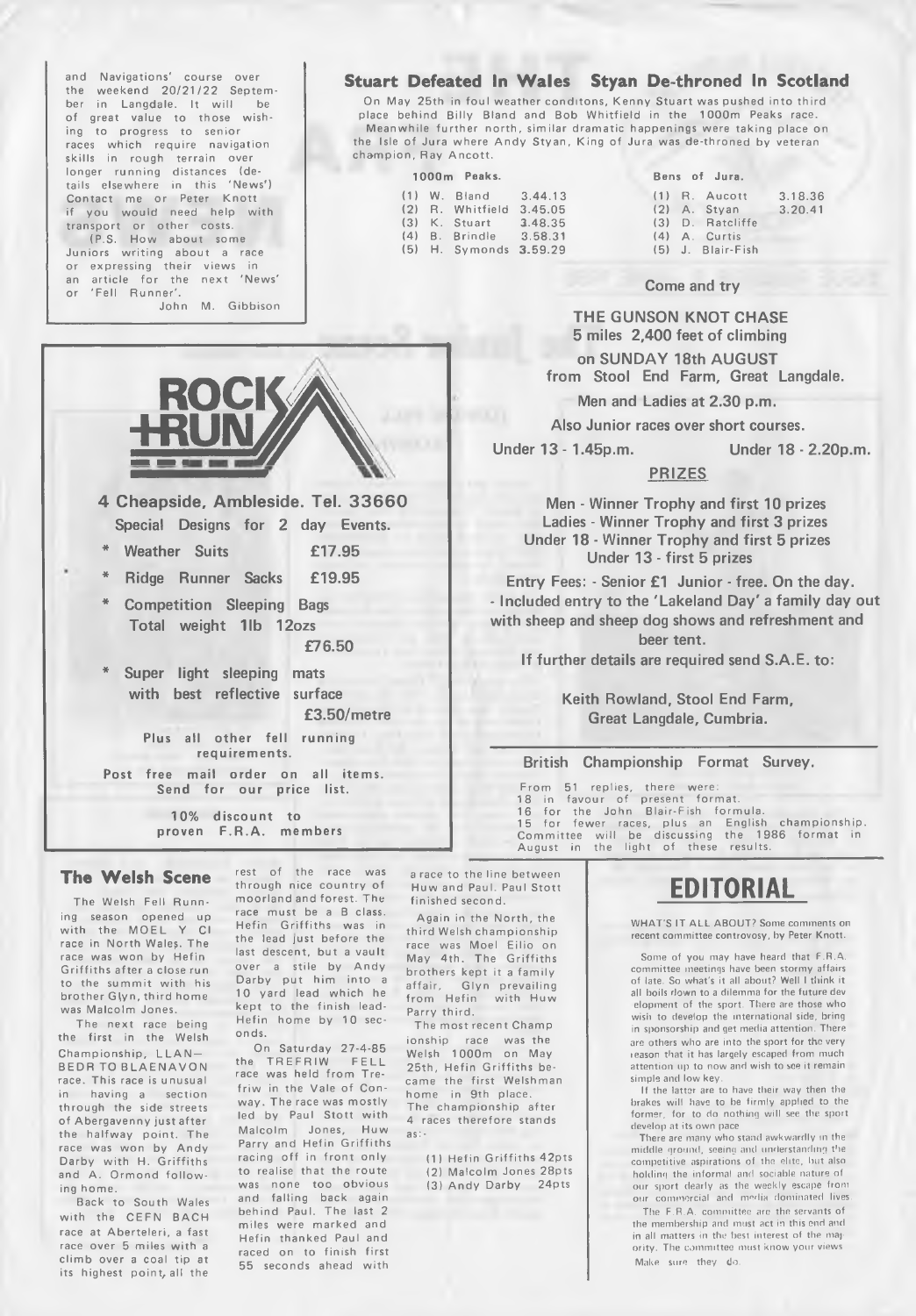and Navigations' course over the weekend 20/21/22 September in Langdale. It will be of great value to those wishing to progress to senior races which require navigation skills in rough terrain over longer running distances (details elsewhere in this 'News') Contact me or Peter Knott if you would need help with transport or other costs.

(P.S. How about some Juniors writing about a race or expressing their views in an article for the next 'News' or 'Fell Runner'.

John M. Gibbison

ROCK + RUN

**4 Cheapside, Ambleside. Tel. 33660**

**Special Designs for 2 day Events.**

- **Weather Suits £17.95**
- **Ridge Runner Sacks £19.95**
- **Competition Sleeping Bags Total weight 1lb 12ozs £76.50**
- **Super light sleeping mats with best reflective surface £3.50/metre**

Plus all other fell running requirements.

Post free mail order on all items. Send for our price list.

10% discount to proven F.R.A. members

## Stuart Defeated In Wales Styan De-throned In Scotland

On May 25th in foul weather conditons, Kenny Stuart was pushed into third place behind Billy Bland and Bob Whitfield in the 1000m Peaks race. Meanwhile further north, similar dramatic happenings were taking place on the Isle of Jura where Andy Styan, King of Jura was de-throned by veteran champion, Ray Ancott.

**1000m Peaks.**

| | | |
|---|---|---|
| (1) | W. Bland | 3.44.13 |
| (2) | R. Whitfield | 3.45.05 |
| (3) | K. Stuart | 3.48.35 |
| (4) | B. Brindle | 3.58.31 |
| (5) | H. Symonds | 3.59.29 |

**Bens of Jura.**

| | | |
|---|---|---|
| (1) | R. Aucott | 3.18.36 |
| (2) | A. Styan | 3.20.41 |
| (3) | D. Ratcliffe | |
| (4) | A. Curtis | |
| (5) | J. Blair-Fish | |

**Come and try**

**THE GUNSON KNOT CHASE**
**5 miles 2,400 feet of climbing**
**on SUNDAY 18th AUGUST**
**from Stool End Farm, Great Langdale.**

**Men and Ladies at 2.30 p.m.**

**Also Junior races over short courses.**

**Under 13 - 1.45p.m. Under 18 - 2.20p.m.**

**PRIZES**

**Men - Winner Trophy and first 10 prizes**
**Ladies - Winner Trophy and first 3 prizes**
**Under 18 - Winner Trophy and first 5 prizes**
**Under 13 - first 5 prizes**

**Entry Fees: - Senior £1 Junior - free. On the day.**
**- Included entry to the 'Lakeland Day' a family day out with sheep and sheep dog shows and refreshment and beer tent.**

**If further details are required send S.A.E. to:**

**Keith Rowland, Stool End Farm, Great Langdale, Cumbria.**

### British Championship Format Survey.

From 51 replies, there were:
18 in favour of present format.
16 for the John Blair-Fish formula.
15 for fewer races, plus an English championship.
Committee will be discussing the 1986 format in August in the light of these results.

## The Welsh Scene

The Welsh Fell Running season opened up with the MOEL Y CI race in North Wales. The race was won by Hefin Griffiths after a close run to the summit with his brother Glyn, third home was Malcolm Jones.

The next race being the first in the Welsh Championship, LLAN-BEDR TO BLAENAVON race. This race is unusual in having a section through the side streets of Abergavenny just after the halfway point. The race was won by Andy Darby with H. Griffiths and A. Ormond following home.

Back to South Wales with the CEFN BACH race at Aberteleri, a fast race over 5 miles with a climb over a coal tip at its highest point, all the rest of the race was through nice country of moorland and forest. The race must be a B class. Hefin Griffiths was in the lead just before the last descent, but a vault over a stile by Andy Darby put him into a 10 yard lead which he kept to the finish lead-Hefin home by 10 seconds.

On Saturday 27-4-85 the TREFRIW FELL race was held from Trefriw in the Vale of Conway. The race was mostly led by Paul Stott with Malcolm Jones, Huw Parry and Hefin Griffiths racing off in front only to realise that the route was none too obvious and falling back again behind Paul. The last 2 miles were marked and Hefin thanked Paul and raced on to finish first 55 seconds ahead with a race to the line between Huw and Paul. Paul Stott finished second.

Again in the North, the third Welsh championship race was Moel Eilio on May 4th. The Griffiths brothers kept it a family affair, Glyn prevailing from Hefin with Huw Parry third.

The most recent Championship race was the Welsh 1000m on May 25th, Hefin Griffiths became the first Welshman home in 9th place. The championship after 4 races therefore stands as:-

(1) Hefin Griffiths 42pts
(2) Malcolm Jones 28pts
(3) Andy Darby 24pts

# EDITORIAL

WHAT'S IT ALL ABOUT? Some comments on recent committee controvosy, by Peter Knott.

Some of you may have heard that F.R.A. committee meetings have been stormy affairs of late. So what's it all about? Well I think it all boils down to a dilemma for the future development of the sport. There are those who wish to develop the international side, bring in sponsorship and get media attention. There are others who are into the sport for the very reason that it has largely escaped from much attention up to now and wish to see it remain simple and low key.

If the latter are to have their way then the brakes will have to be firmly applied to the former, for to do nothing will see the sport develop at its own pace

There are many who stand awkwardly in the middle ground, seeing and understanding the competitive aspirations of the elite, but also holding the informal and sociable nature of our sport dearly as the weekly escape from our commercial and media dominated lives

The F.R.A. committee are the servants of the membership and must act in this end and in all matters in the best interest of the majority. The committee must know your views Make sure they do.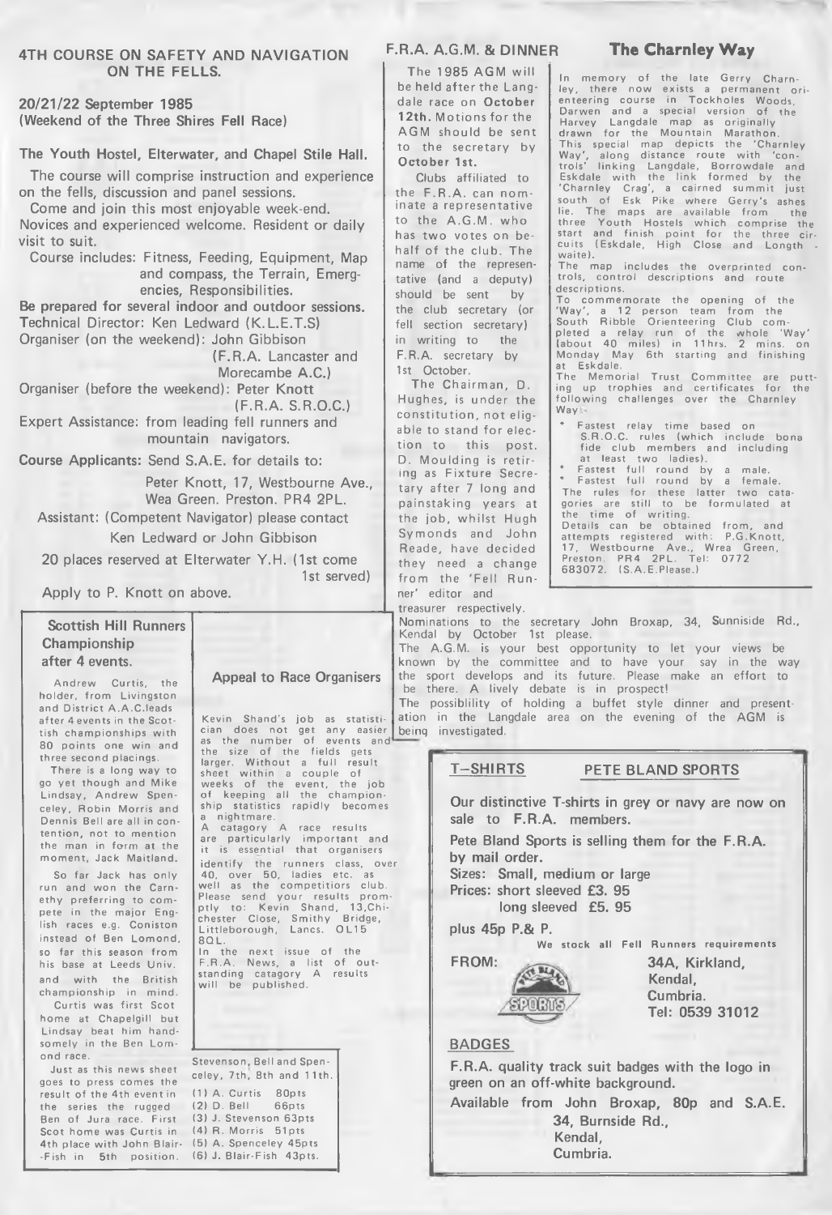## 4TH COURSE ON SAFETY AND NAVIGATION ON THE FELLS.

**20/21/22 September 1985**
**(Weekend of the Three Shires Fell Race)**

**The Youth Hostel, Elterwater, and Chapel Stile Hall.**

The course will comprise instruction and experience on the fells, discussion and panel sessions.

Come and join this most enjoyable week-end.

Novices and experienced welcome. Resident or daily visit to suit.

Course includes: Fitness, Feeding, Equipment, Map and compass, the Terrain, Emergencies, Responsibilities.

**Be prepared for several indoor and outdoor sessions.**

Technical Director: Ken Ledward (K.L.E.T.S)

Organiser (on the weekend): John Gibbison (F.R.A. Lancaster and Morecambe A.C.)

Organiser (before the weekend): Peter Knott (F.R.A. S.R.O.C.)

Expert Assistance: from leading fell runners and mountain navigators.

**Course Applicants:** Send S.A.E. for details to:

Peter Knott, 17, Westbourne Ave., Wea Green. Preston. PR4 2PL.

Assistant: (Competent Navigator) please contact Ken Ledward or John Gibbison

20 places reserved at Elterwater Y.H. (1st come 1st served)

Apply to P. Knott on above.

## F.R.A. A.G.M. & DINNER

The 1985 AGM will be held after the Langdale race on **October 12th.** Motions for the AGM should be sent to the secretary by **October 1st.**

Clubs affiliated to the F.R.A. can nominate a representative to the A.G.M. who has two votes on behalf of the club. The name of the representative (and a deputy) should be sent by the club secretary (or fell section secretary) in writing to the F.R.A. secretary by 1st October.

The Chairman, D. Hughes, is under the constitution, not eligable to stand for election to this post. D. Moulding is retiring as Fixture Secretary after 7 long and painstaking years at the job, whilst Hugh Symonds and John Reade, have decided they need a change from the 'Fell Runner' editor and treasurer respectively.

Nominations to the secretary John Broxap, 34, Sunniside Rd., Kendal by October 1st please.

The A.G.M. is your best opportunity to let your views be known by the committee and to have your say in the way the sport develops and its future. Please make an effort to be there. A lively debate is in prospect!

The possiblility of holding a buffet style dinner and presentation in the Langdale area on the evening of the AGM is being investigated.

## The Charnley Way

In memory of the late Gerry Charnley, there now exists a permanent orienteering course in Tockholes Woods, Darwen and a special version of the Harvey Langdale map as originally drawn for the Mountain Marathon. This special map depicts the 'Charnley Way', along distance route with 'controls' linking Langdale, Borrowdale and Eskdale with the link formed by the 'Charnley Crag', a cairned summit just south of Esk Pike where Gerry's ashes lie. The maps are available from the three Youth Hostels which comprise the start and finish point for the three circuits (Eskdale, High Close and Longthwaite).

The map includes the overprinted controls, control descriptions and route descriptions.

To commemorate the opening of the 'Way', a 12 person team from the South Ribble Orienteering Club completed a relay run of the whole 'Way' (about 40 miles) in 11hrs. 2 mins. on Monday May 6th starting and finishing at Eskdale.

The Memorial Trust Committee are putting up trophies and certificates for the following challenges over the Charnley Way:-

* Fastest relay time based on S.R.O.C. rules (which include bona fide club members and including at least two ladies).
* Fastest full round by a male.
* Fastest full round by a female.

The rules for these latter two catagories are still to be formulated at the time of writing.

Details can be obtained from, and attempts registered with: P.G.Knott, 17, Westbourne Ave., Wrea Green, Preston. PR4 2PL. Tel: 0772 683072. (S.A.E.Please.)

## Scottish Hill Runners Championship after 4 events.

Andrew Curtis, the holder, from Livingston and District A.A.C.leads after 4 events in the Scottish championships with 80 points one win and three second placings.

There is a long way to go yet though and Mike Lindsay, Andrew Spenceley, Robin Morris and Dennis Bell are all in contention, not to mention the man in form at the moment, Jack Maitland.

So far Jack has only run and won the Carnethy preferring to compete in the major English races e.g. Coniston instead of Ben Lomond, so far this season from his base at Leeds Univ. and with the British championship in mind.

Curtis was first Scot home at Chapelgill but Lindsay beat him handsomely in the Ben Lomond race.

Just as this news sheet goes to press comes the result of the 4th event in the series the rugged Ben of Jura race. First Scot home was Curtis in 4th place with John Blair-Fish in 5th position. Stevenson, Bell and Spenceley, 7th, 8th and 11th.

(1) A. Curtis 80pts
(2) D. Bell 66pts
(3) J. Stevenson 63pts
(4) R. Morris 51pts
(5) A. Spenceley 45pts
(6) J. Blair-Fish 43pts.

## Appeal to Race Organisers

Kevin Shand's job as statistician does not get any easier as the number of events and the size of the fields gets larger. Without a full result sheet within a couple of weeks of the event, the job of keeping all the championship statistics rapidly becomes a nightmare.

A catagory A race results are particularly important and it is essential that organisers identify the runners class, over 40, over 50, ladies etc. as well as the competitiors club. Please send your results promptly to: Kevin Shand, 13,Chichester Close, Smithy Bridge, Littleborough, Lancs. OL15 8QL.

In the next issue of the F.R.A. News, a list of outstanding catagory A results will be published.

## T-SHIRTS

## PETE BLAND SPORTS

Our distinctive T-shirts in grey or navy are now on sale to F.R.A. members.

Pete Bland Sports is selling them for the F.R.A. by mail order.

Sizes: Small, medium or large

Prices: short sleeved £3. 95
long sleeved £5. 95

plus 45p P.& P.

We stock all Fell Runners requirements

FROM: 34A, Kirkland, Kendal, Cumbria. Tel: 0539 31012

## BADGES

F.R.A. quality track suit badges with the logo in green on an off-white background.

Available from John Broxap, 80p and S.A.E.
34, Burnside Rd.,
Kendal,
Cumbria.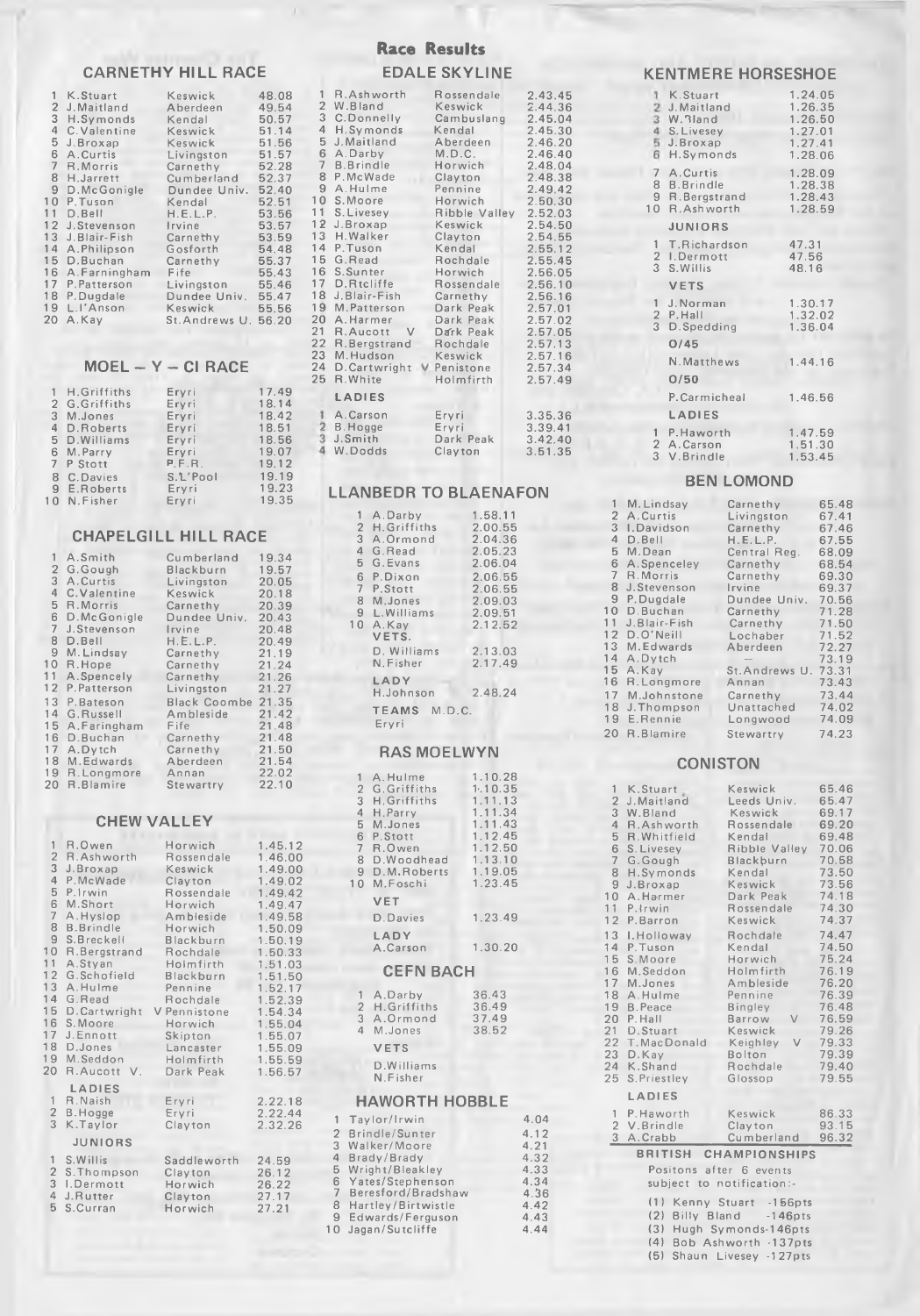# Race Results

## CARNETHY HILL RACE

| | | | |
|---|---|---|---|
| 1 | K.Stuart | Keswick | 48.08 |
| 2 | J.Maitland | Aberdeen | 49.54 |
| 3 | H.Symonds | Kendal | 50.57 |
| 4 | C.Valentine | Keswick | 51.14 |
| 5 | J.Broxap | Keswick | 51.56 |
| 6 | A.Curtis | Livingston | 51.57 |
| 7 | R.Morris | Carnethy | 52.28 |
| 8 | H.Jarrett | Cumberland | 52.37 |
| 9 | D.McGonigle | Dundee Univ. | 52.40 |
| 10 | P.Tuson | Kendal | 52.51 |
| 11 | D.Bell | H.E.L.P. | 53.56 |
| 12 | J.Stevenson | Irvine | 53.57 |
| 13 | J.Blair-Fish | Carnethy | 53.59 |
| 14 | A.Philipson | Gosforth | 54.48 |
| 15 | D.Buchan | Carnethy | 55.37 |
| 16 | A.Farningham | Fife | 55.43 |
| 17 | P.Patterson | Livingston | 55.46 |
| 18 | P.Dugdale | Dundee Univ. | 55.47 |
| 19 | L.I'Anson | Keswick | 55.56 |
| 20 | A.Kay | St.Andrews U. | 56.20 |

## MOEL – Y – CI RACE

| | | | |
|---|---|---|---|
| 1 | H.Griffiths | Eryri | 17.49 |
| 2 | G.Griffiths | Eryri | 18.14 |
| 3 | M.Jones | Eryri | 18.42 |
| 4 | D.Roberts | Eryri | 18.51 |
| 5 | D.Williams | Eryri | 18.56 |
| 6 | M.Parry | Eryri | 19.07 |
| 7 | P Stott | P.F.R. | 19.12 |
| 8 | C.Davies | S.L'Pool | 19.19 |
| 9 | E.Roberts | Eryri | 19.23 |
| 10 | N.Fisher | Eryri | 19.35 |

## CHAPELGILL HILL RACE

| | | | |
|---|---|---|---|
| 1 | A.Smith | Cumberland | 19.34 |
| 2 | G.Gough | Blackburn | 19.57 |
| 3 | A.Curtis | Livingston | 20.05 |
| 4 | C.Valentine | Keswick | 20.18 |
| 5 | R.Morris | Carnethy | 20.39 |
| 6 | D.McGonigle | Dundee Univ. | 20.43 |
| 7 | J.Stevenson | Irvine | 20.48 |
| 8 | D.Bell | H.E.L.P. | 20.49 |
| 9 | M.Lindsay | Carnethy | 21.19 |
| 10 | R.Hope | Carnethy | 21.24 |
| 11 | A.Spencely | Carnethy | 21.26 |
| 12 | P.Patterson | Livingston | 21.27 |
| 13 | P.Bateson | Black Coombe | 21.35 |
| 14 | G.Russell | Ambleside | 21.42 |
| 15 | A.Faringham | Fife | 21.48 |
| 16 | D.Buchan | Carnethy | 21.48 |
| 17 | A.Dytch | Carnethy | 21.50 |
| 18 | M.Edwards | Aberdeen | 21.54 |
| 19 | R.Longmore | Annan | 22.02 |
| 20 | R.Blamire | Stewartry | 22.10 |

## CHEW VALLEY

| | | | |
|---|---|---|---|
| 1 | R.Owen | Horwich | 1.45.12 |
| 2 | R.Ashworth | Rossendale | 1.46.00 |
| 3 | J.Broxap | Keswick | 1.49.00 |
| 4 | P.McWade | Clayton | 1.49.02 |
| 5 | P.Irwin | Rossendale | 1.49.42 |
| 6 | M.Short | Horwich | 1.49.47 |
| 7 | A.Hyslop | Ambleside | 1.49.58 |
| 8 | B.Brindle | Horwich | 1.50.09 |
| 9 | S.Breckell | Blackburn | 1.50.19 |
| 10 | R.Bergstrand | Rochdale | 1.50.33 |
| 11 | A.Styan | Holmfirth | 1.51.03 |
| 12 | G.Schofield | Blackburn | 1.51.50 |
| 13 | A.Hulme | Pennine | 1.52.17 |
| 14 | G.Read | Rochdale | 1.52.39 |
| 15 | D.Cartwright V | Pennistone | 1.54.34 |
| 16 | S.Moore | Horwich | 1.55.04 |
| 17 | J.Ennott | Skipton | 1.55.07 |
| 18 | D.Jones | Lancaster | 1.55.09 |
| 19 | M.Seddon | Holmfirth | 1.55.59 |
| 20 | R.Aucott V. | Dark Peak | 1.56.57 |

**LADIES**

| | | | |
|---|---|---|---|
| 1 | R.Naish | Eryri | 2.22.18 |
| 2 | B.Hogge | Eryri | 2.22.44 |
| 3 | K.Taylor | Clayton | 2.32.26 |

**JUNIORS**

| | | | |
|---|---|---|---|
| 1 | S.Willis | Saddleworth | 24.59 |
| 2 | S.Thompson | Clayton | 26.12 |
| 3 | I.Dermott | Horwich | 26.22 |
| 4 | J.Rutter | Clayton | 27.17 |
| 5 | S.Curran | Horwich | 27.21 |

## EDALE SKYLINE

| | | | |
|---|---|---|---|
| 1 | R.Ashworth | Rossendale | 2.43.45 |
| 2 | W.Bland | Keswick | 2.44.36 |
| 3 | C.Donnelly | Cambuslang | 2.45.04 |
| 4 | H.Symonds | Kendal | 2.45.30 |
| 5 | J.Maitland | Aberdeen | 2.46.20 |
| 6 | A.Darby | M.D.C. | 2.46.40 |
| 7 | B.Brindle | Horwich | 2.48.04 |
| 8 | P.McWade | Clayton | 2.48.38 |
| 9 | A.Hulme | Pennine | 2.49.42 |
| 10 | S.Moore | Horwich | 2.50.30 |
| 11 | S.Livesey | Ribble Valley | 2.52.03 |
| 12 | J.Broxap | Keswick | 2.54.50 |
| 13 | H.Walker | Clayton | 2.54.55 |
| 14 | P.Tuson | Kendal | 2.55.12 |
| 15 | G.Read | Rochdale | 2.55.45 |
| 16 | S.Sunter | Horwich | 2.56.05 |
| 17 | D.Rtcliffe | Rossendale | 2.56.10 |
| 18 | J.Blair-Fish | Carnethy | 2.56.16 |
| 19 | M.Patterson | Dark Peak | 2.57.01 |
| 20 | A.Harmer | Dark Peak | 2.57.02 |
| 21 | R.Aucott V | Dark Peak | 2.57.05 |
| 22 | R.Bergstrand | Rochdale | 2.57.13 |
| 23 | M.Hudson | Keswick | 2.57.16 |
| 24 | D.Cartwright V | Penistone | 2.57.34 |
| 25 | R.White | Holmfirth | 2.57.49 |

**LADIES**

| | | | |
|---|---|---|---|
| 1 | A.Carson | Eryri | 3.35.36 |
| 2 | B.Hogge | Eryri | 3.39.41 |
| 3 | J.Smith | Dark Peak | 3.42.40 |
| 4 | W.Dodds | Clayton | 3.51.35 |

## LLANBEDR TO BLAENAFON

| | | |
|---|---|---|
| 1 | A.Darby | 1.58.11 |
| 2 | H.Griffiths | 2.00.55 |
| 3 | A.Ormond | 2.04.36 |
| 4 | G.Read | 2.05.23 |
| 5 | G.Evans | 2.06.04 |
| 6 | P.Dixon | 2.06.55 |
| 7 | P.Stott | 2.06.55 |
| 8 | M.Jones | 2.09.03 |
| 9 | L.Williams | 2.09.51 |
| 10 | A.Kay | 2.12.52 |

**VETS.**

| | |
|---|---|
| D. Williams | 2.13.03 |
| N.Fisher | 2.17.49 |

**LADY**

H.Johnson 2.48.24

**TEAMS** M.D.C. Eryri

## RAS MOELWYN

| | | |
|---|---|---|
| 1 | A.Hulme | 1.10.28 |
| 2 | G.Griffiths | 1.10.35 |
| 3 | H.Griffiths | 1.11.13 |
| 4 | H.Parry | 1.11.34 |
| 5 | M.Jones | 1.11.43 |
| 6 | P.Stott | 1.12.45 |
| 7 | R.Owen | 1.12.50 |
| 8 | D.Woodhead | 1.13.10 |
| 9 | D.M.Roberts | 1.19.05 |
| 10 | M.Foschi | 1.23.45 |

**VET**

D.Davies 1.23.49

**LADY**

A.Carson 1.30.20

## CEFN BACH

| | | |
|---|---|---|
| 1 | A.Darby | 36.43 |
| 2 | H.Griffiths | 36.49 |
| 3 | A.Ormond | 37.49 |
| 4 | M.Jones | 38.52 |

**VETS**

D.Williams
N.Fisher

## HAWORTH HOBBLE

| | | |
|---|---|---|
| 1 | Taylor/Irwin | 4.04 |
| 2 | Brindle/Sunter | 4.12 |
| 3 | Walker/Moore | 4.21 |
| 4 | Brady/Brady | 4.32 |
| 5 | Wright/Bleakley | 4.33 |
| 6 | Yates/Stephenson | 4.34 |
| 7 | Beresford/Bradshaw | 4.36 |
| 8 | Hartley/Birtwistle | 4.42 |
| 9 | Edwards/Ferguson | 4.43 |
| 10 | Jagan/Sutcliffe | 4.44 |

## KENTMERE HORSESHOE

| | | |
|---|---|---|
| 1 | K.Stuart | 1.24.05 |
| 2 | J.Maitland | 1.26.35 |
| 3 | W.Bland | 1.26.50 |
| 4 | S.Livesey | 1.27.01 |
| 5 | J.Broxap | 1.27.41 |
| 6 | H.Symonds | 1.28.06 |
| 7 | A.Curtis | 1.28.09 |
| 8 | B.Brindle | 1.28.38 |
| 9 | R.Bergstrand | 1.28.43 |
| 10 | R.Ashworth | 1.28.59 |

**JUNIORS**

| | | |
|---|---|---|
| 1 | T.Richardson | 47.31 |
| 2 | I.Dermott | 47.56 |
| 3 | S.Willis | 48.16 |

**VETS**

| | | |
|---|---|---|
| 1 | J.Norman | 1.30.17 |
| 2 | P.Hall | 1.32.02 |
| 3 | D.Spedding | 1.36.04 |

**O/45**

N.Matthews 1.44.16

**O/50**

P.Carmicheal 1.46.56

**LADIES**

| | | |
|---|---|---|
| 1 | P.Haworth | 1.47.59 |
| 2 | A.Carson | 1.51.30 |
| 3 | V.Brindle | 1.53.45 |

## BEN LOMOND

| | | | |
|---|---|---|---|
| 1 | M.Lindsay | Carnethy | 65.48 |
| 2 | A.Curtis | Livingston | 67.41 |
| 3 | I.Davidson | Carnethy | 67.46 |
| 4 | D.Bell | H.E.L.P. | 67.55 |
| 5 | M.Dean | Central Reg. | 68.09 |
| 6 | A.Spenceley | Carnethy | 68.54 |
| 7 | R.Morris | Carnethy | 69.30 |
| 8 | J.Stevenson | Irvine | 69.37 |
| 9 | P.Dugdale | Dundee Univ. | 70.56 |
| 10 | D.Buchan | Carnethy | 71.28 |
| 11 | J.Blair-Fish | Carnethy | 71.50 |
| 12 | D.O'Neill | Lochaber | 71.52 |
| 13 | M.Edwards | Aberdeen | 72.27 |
| 14 | A.Dytch | — | 73.19 |
| 15 | A.Kay | St.Andrews U. | 73.31 |
| 16 | R.Longmore | Annan | 73.43 |
| 17 | M.Johnstone | Carnethy | 73.44 |
| 18 | J.Thompson | Unattached | 74.02 |
| 19 | E.Rennie | Longwood | 74.09 |
| 20 | R.Blamire | Stewartry | 74.23 |

## CONISTON

| | | | |
|---|---|---|---|
| 1 | K.Stuart | Keswick | 65.46 |
| 2 | J.Maitland | Leeds Univ. | 65.47 |
| 3 | W.Bland | Keswick | 69.17 |
| 4 | R.Ashworth | Rossendale | 69.20 |
| 5 | R.Whitfield | Kendal | 69.48 |
| 6 | S.Livesey | Ribble Valley | 70.06 |
| 7 | G.Gough | Blackburn | 70.58 |
| 8 | H.Symonds | Kendal | 73.50 |
| 9 | J.Broxap | Keswick | 73.56 |
| 10 | A.Harmer | Dark Peak | 74.18 |
| 11 | P.Irwin | Rossendale | 74.30 |
| 12 | P.Barron | Keswick | 74.37 |
| 13 | I.Holloway | Rochdale | 74.47 |
| 14 | P.Tuson | Kendal | 74.50 |
| 15 | S.Moore | Horwich | 75.24 |
| 16 | M.Seddon | Holmfirth | 76.19 |
| 17 | M.Jones | Ambleside | 76.20 |
| 18 | A.Hulme | Pennine | 76.39 |
| 19 | B.Peace | Bingley | 76.48 |
| 20 | P.Hall | Barrow V | 76.59 |
| 21 | D.Stuart | Keswick | 79.26 |
| 22 | T.MacDonald | Keighley V | 79.33 |
| 23 | D.Kay | Bolton | 79.39 |
| 24 | K.Shand | Rochdale | 79.40 |
| 25 | S.Priestley | Glossop | 79.55 |

**LADIES**

| | | | |
|---|---|---|---|
| 1 | P.Haworth | Keswick | 86.33 |
| 2 | V.Brindle | Clayton | 93.15 |
| 3 | A.Crabb | Cumberland | 96.32 |

**BRITISH CHAMPIONSHIPS**

Positons after 6 events subject to notification:-

(1) Kenny Stuart -156pts
(2) Billy Bland -146pts
(3) Hugh Symonds-146pts
(4) Bob Ashworth -137pts
(5) Shaun Livesey -127pts